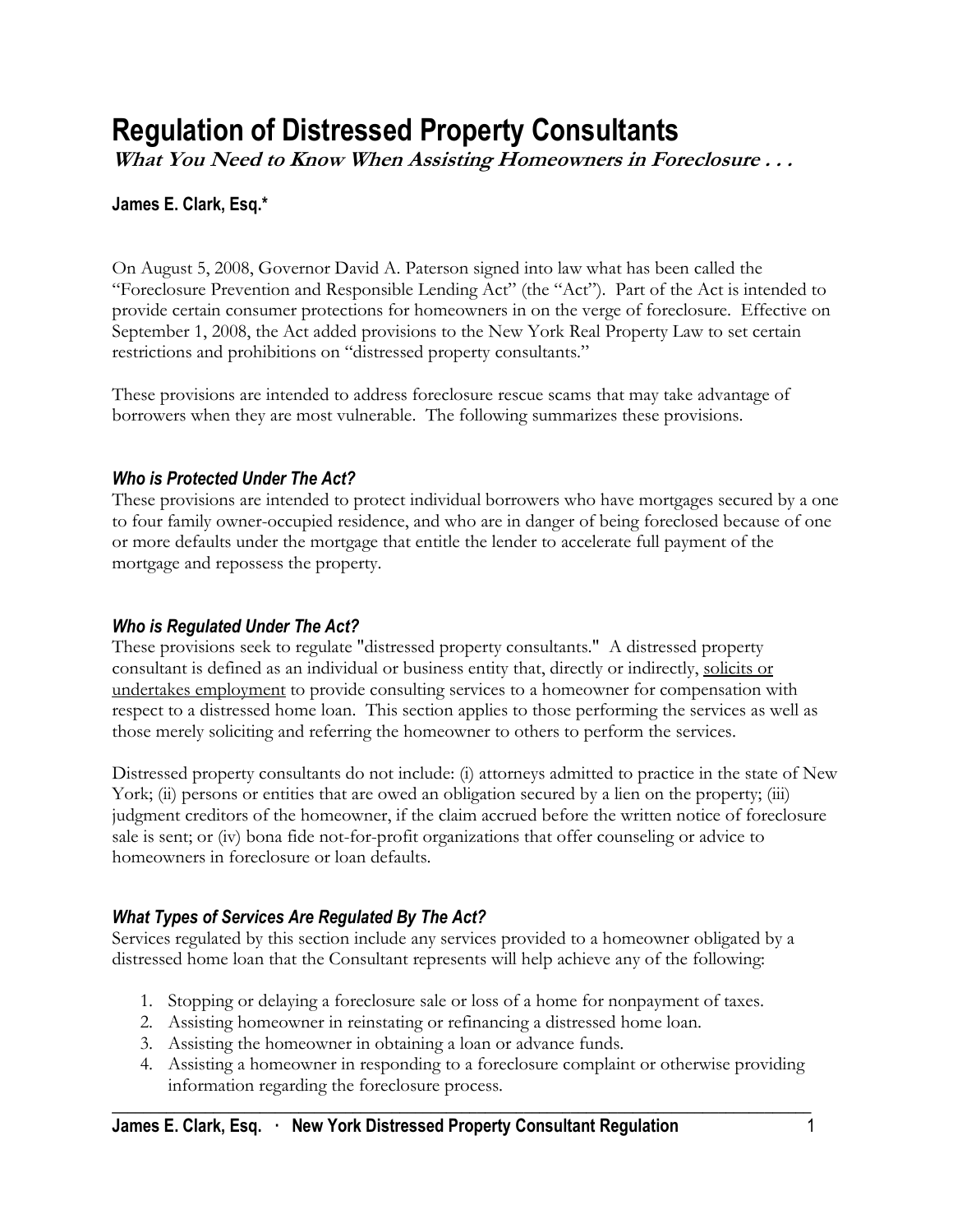# Regulation of Distressed Property Consultants

***What You Need to Know When Assisting Homeowners in Foreclosure . . .***

**James E. Clark, Esq.***

On August 5, 2008, Governor David A. Paterson signed into law what has been called the "Foreclosure Prevention and Responsible Lending Act" (the "Act"). Part of the Act is intended to provide certain consumer protections for homeowners in on the verge of foreclosure. Effective on September 1, 2008, the Act added provisions to the New York Real Property Law to set certain restrictions and prohibitions on "distressed property consultants."

These provisions are intended to address foreclosure rescue scams that may take advantage of borrowers when they are most vulnerable. The following summarizes these provisions.

### *Who is Protected Under The Act?*

These provisions are intended to protect individual borrowers who have mortgages secured by a one to four family owner-occupied residence, and who are in danger of being foreclosed because of one or more defaults under the mortgage that entitle the lender to accelerate full payment of the mortgage and repossess the property.

### *Who is Regulated Under The Act?*

These provisions seek to regulate "distressed property consultants." A distressed property consultant is defined as an individual or business entity that, directly or indirectly, <u>solicits or undertakes employment</u> to provide consulting services to a homeowner for compensation with respect to a distressed home loan. This section applies to those performing the services as well as those merely soliciting and referring the homeowner to others to perform the services.

Distressed property consultants do not include: (i) attorneys admitted to practice in the state of New York; (ii) persons or entities that are owed an obligation secured by a lien on the property; (iii) judgment creditors of the homeowner, if the claim accrued before the written notice of foreclosure sale is sent; or (iv) bona fide not-for-profit organizations that offer counseling or advice to homeowners in foreclosure or loan defaults.

### *What Types of Services Are Regulated By The Act?*

Services regulated by this section include any services provided to a homeowner obligated by a distressed home loan that the Consultant represents will help achieve any of the following:

1. Stopping or delaying a foreclosure sale or loss of a home for nonpayment of taxes.
2. Assisting homeowner in reinstating or refinancing a distressed home loan.
3. Assisting the homeowner in obtaining a loan or advance funds.
4. Assisting a homeowner in responding to a foreclosure complaint or otherwise providing information regarding the foreclosure process.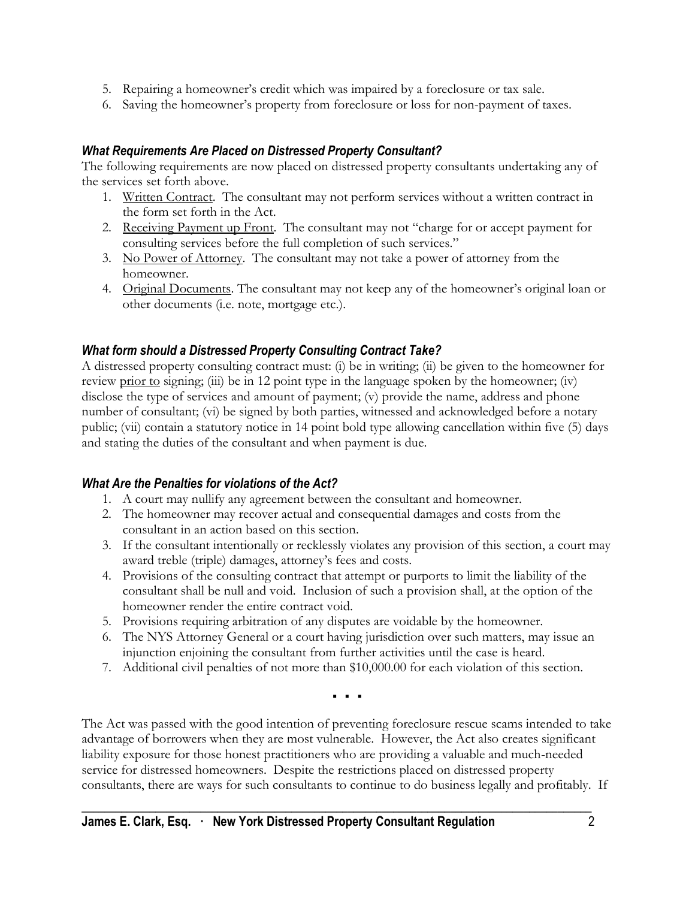5. Repairing a homeowner's credit which was impaired by a foreclosure or tax sale.
6. Saving the homeowner's property from foreclosure or loss for non-payment of taxes.

### *What Requirements Are Placed on Distressed Property Consultant?*

The following requirements are now placed on distressed property consultants undertaking any of the services set forth above.

1. Written Contract. The consultant may not perform services without a written contract in the form set forth in the Act.
2. Receiving Payment up Front. The consultant may not "charge for or accept payment for consulting services before the full completion of such services."
3. No Power of Attorney. The consultant may not take a power of attorney from the homeowner.
4. Original Documents. The consultant may not keep any of the homeowner's original loan or other documents (i.e. note, mortgage etc.).

### *What form should a Distressed Property Consulting Contract Take?*

A distressed property consulting contract must: (i) be in writing; (ii) be given to the homeowner for review prior to signing; (iii) be in 12 point type in the language spoken by the homeowner; (iv) disclose the type of services and amount of payment; (v) provide the name, address and phone number of consultant; (vi) be signed by both parties, witnessed and acknowledged before a notary public; (vii) contain a statutory notice in 14 point bold type allowing cancellation within five (5) days and stating the duties of the consultant and when payment is due.

### *What Are the Penalties for violations of the Act?*

1. A court may nullify any agreement between the consultant and homeowner.
2. The homeowner may recover actual and consequential damages and costs from the consultant in an action based on this section.
3. If the consultant intentionally or recklessly violates any provision of this section, a court may award treble (triple) damages, attorney's fees and costs.
4. Provisions of the consulting contract that attempt or purports to limit the liability of the consultant shall be null and void. Inclusion of such a provision shall, at the option of the homeowner render the entire contract void.
5. Provisions requiring arbitration of any disputes are voidable by the homeowner.
6. The NYS Attorney General or a court having jurisdiction over such matters, may issue an injunction enjoining the consultant from further activities until the case is heard.
7. Additional civil penalties of not more than $10,000.00 for each violation of this section.

▪ ▪ ▪

The Act was passed with the good intention of preventing foreclosure rescue scams intended to take advantage of borrowers when they are most vulnerable. However, the Act also creates significant liability exposure for those honest practitioners who are providing a valuable and much-needed service for distressed homeowners. Despite the restrictions placed on distressed property consultants, there are ways for such consultants to continue to do business legally and profitably. If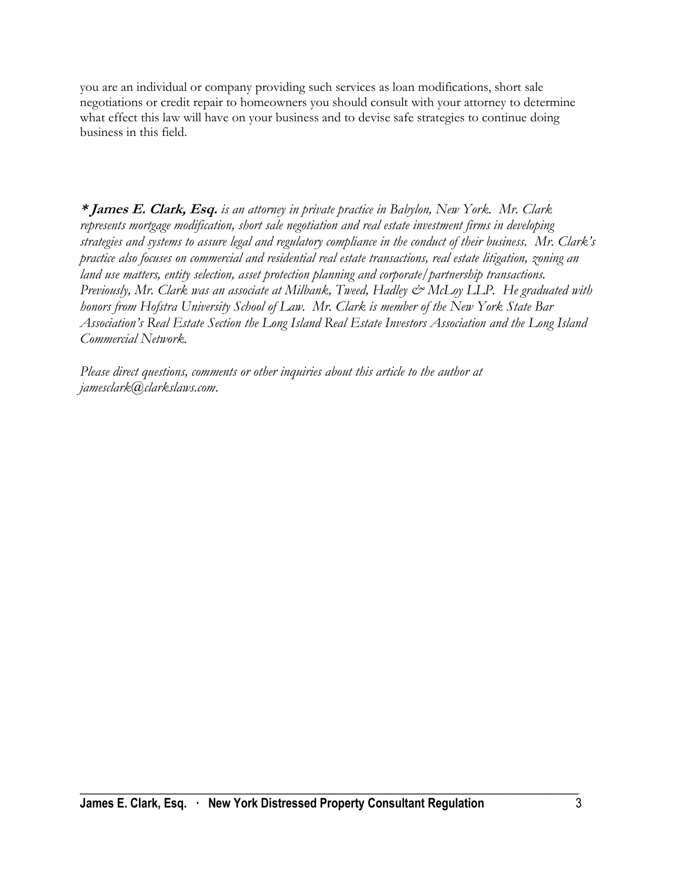you are an individual or company providing such services as loan modifications, short sale negotiations or credit repair to homeowners you should consult with your attorney to determine what effect this law will have on your business and to devise safe strategies to continue doing business in this field.

***\* James E. Clark, Esq.*** *is an attorney in private practice in Babylon, New York. Mr. Clark represents mortgage modification, short sale negotiation and real estate investment firms in developing strategies and systems to assure legal and regulatory compliance in the conduct of their business. Mr. Clark's practice also focuses on commercial and residential real estate transactions, real estate litigation, zoning an land use matters, entity selection, asset protection planning and corporate/partnership transactions. Previously, Mr. Clark was an associate at Milbank, Tweed, Hadley & McLoy LLP. He graduated with honors from Hofstra University School of Law. Mr. Clark is member of the New York State Bar Association's Real Estate Section the Long Island Real Estate Investors Association and the Long Island Commercial Network.*

*Please direct questions, comments or other inquiries about this article to the author at jamesclark@clarkslaws.com.*